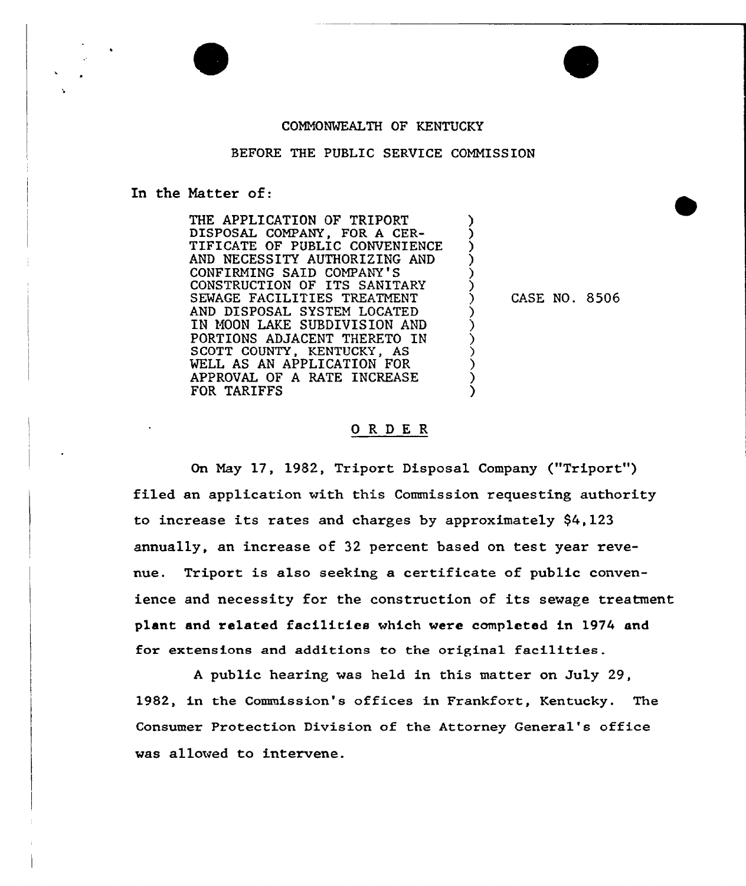COMMONWEALTH OF KENTUCKY

BEFORE THE PUBLIC SERVICE COMMISSION

In the Matter of:

| | | |
|---|---|---|
| THE APPLICATION OF TRIPORT DISPOSAL COMPANY, FOR A CERTIFICATE OF PUBLIC CONVENIENCE AND NECESSITY AUTHORIZING AND CONFIRMING SAID COMPANY'S CONSTRUCTION OF ITS SANITARY SEWAGE FACILITIES TREATMENT AND DISPOSAL SYSTEM LOCATED IN MOON LAKE SUBDIVISION AND PORTIONS ADJACENT THERETO IN SCOTT COUNTY, KENTUCKY, AS WELL AS AN APPLICATION FOR APPROVAL OF A RATE INCREASE FOR TARIFFS | ) | CASE NO. 8506 |

## O R D E R

On May 17, 1982, Triport Disposal Company ("Triport") filed an application with this Commission requesting authority to increase its rates and charges by approximately $4,123 annually, an increase of 32 percent based on test year revenue. Triport is also seeking a certificate of public convenience and necessity for the construction of its sewage treatment plant and related facilities which were completed in 1974 and for extensions and additions to the original facilities.

A public hearing was held in this matter on July 29, 1982, in the Commission's offices in Frankfort, Kentucky. The Consumer Protection Division of the Attorney General's office was allowed to intervene.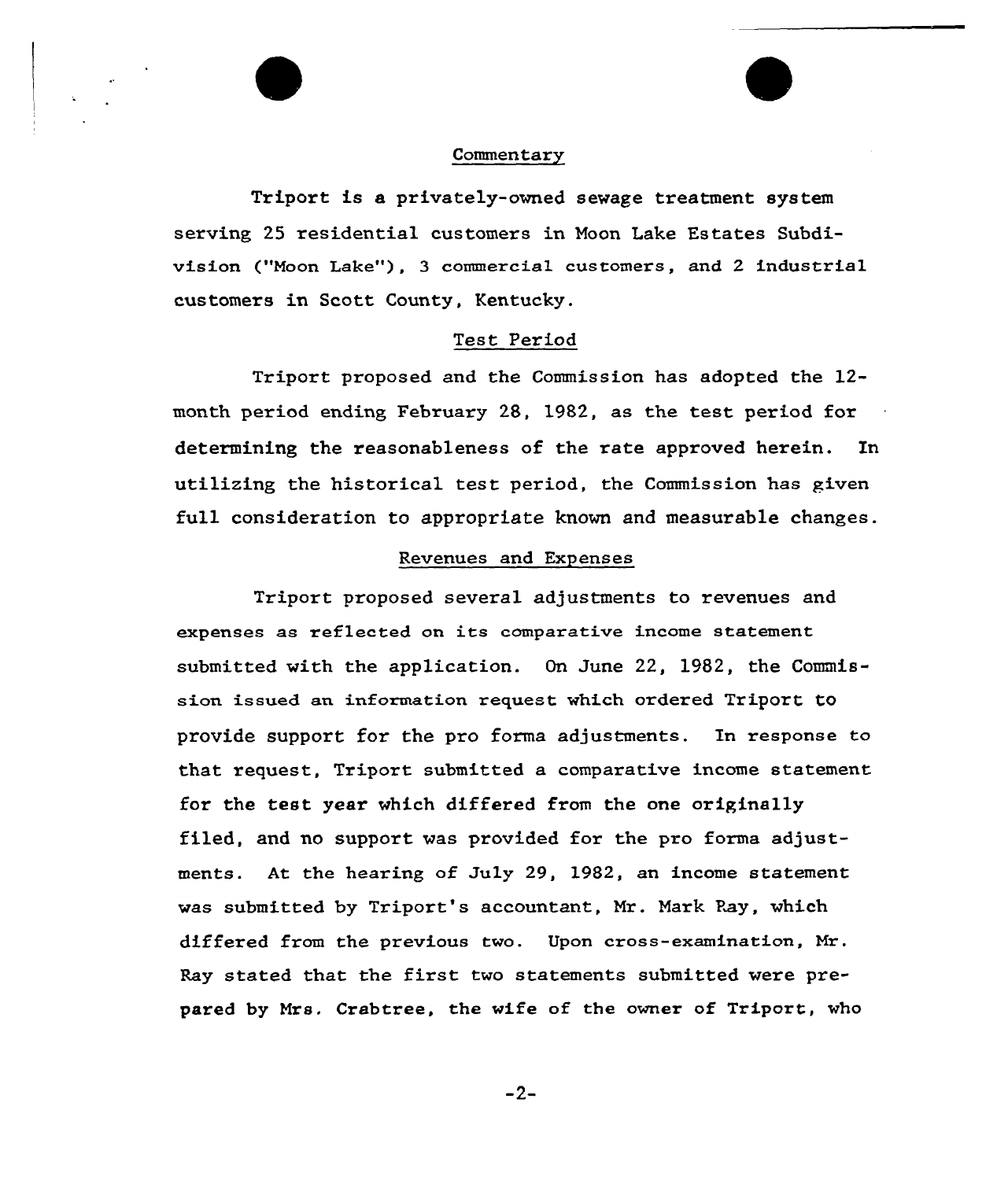## Commentary

Triport is a privately-owned sewage treatment system serving 25 residential customers in Moon Lake Estates Subdivision ("Moon Lake"), 3 commercial customers, and 2 industrial customers in Scott County, Kentucky.

## Test Period

Triport proposed and the Commission has adopted the 12-month period ending February 28, 1982, as the test period for determining the reasonableness of the rate approved herein. In utilizing the historical test period, the Commission has given full consideration to appropriate known and measurable changes.

## Revenues and Expenses

Triport proposed several adjustments to revenues and expenses as reflected on its comparative income statement submitted with the application. On June 22, 1982, the Commission issued an information request which ordered Triport to provide support for the pro forma adjustments. In response to that request, Triport submitted a comparative income statement for the test year which differed from the one originally filed, and no support was provided for the pro forma adjustments. At the hearing of July 29, 1982, an income statement was submitted by Triport's accountant, Mr. Mark Ray, which differed from the previous two. Upon cross-examination, Mr. Ray stated that the first two statements submitted were prepared by Mrs. Crabtree, the wife of the owner of Triport, who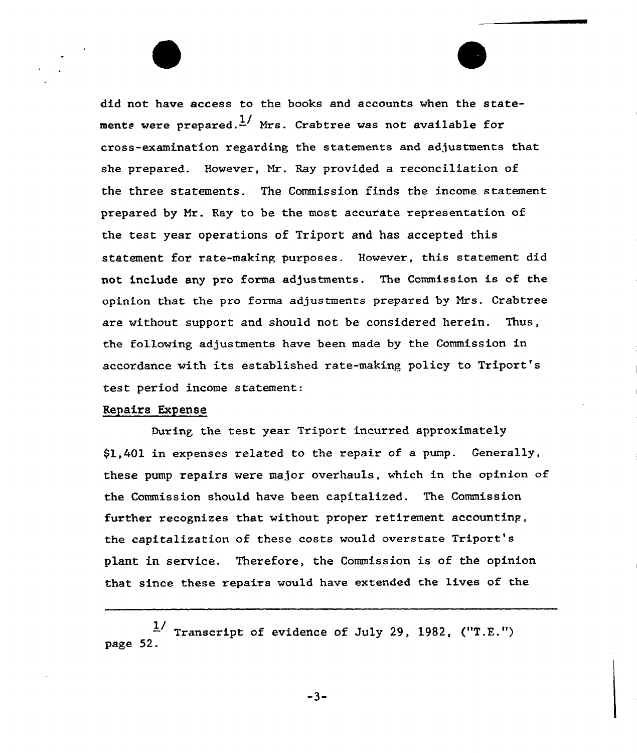did not have access to the books and accounts when the statements were prepared.[1] Mrs. Crabtree was not available for cross-examination regarding the statements and adjustments that she prepared. However, Mr. Ray provided a reconciliation of the three statements. The Commission finds the income statement prepared by Mr. Ray to be the most accurate representation of the test year operations of Triport and has accepted this statement for rate-making purposes. However, this statement did not include any pro forma adjustments. The Commission is of the opinion that the pro forma adjustments prepared by Mrs. Crabtree are without support and should not be considered herein. Thus, the following adjustments have been made by the Commission in accordance with its established rate-making policy to Triport's test period income statement:

Repairs Expense

During the test year Triport incurred approximately $1,401 in expenses related to the repair of a pump. Generally, these pump repairs were major overhauls, which in the opinion of the Commission should have been capitalized. The Commission further recognizes that without proper retirement accounting, the capitalization of these costs would overstate Triport's plant in service. Therefore, the Commission is of the opinion that since these repairs would have extended the lives of the

---

[1] Transcript of evidence of July 29, 1982, ("T.E.") page 52.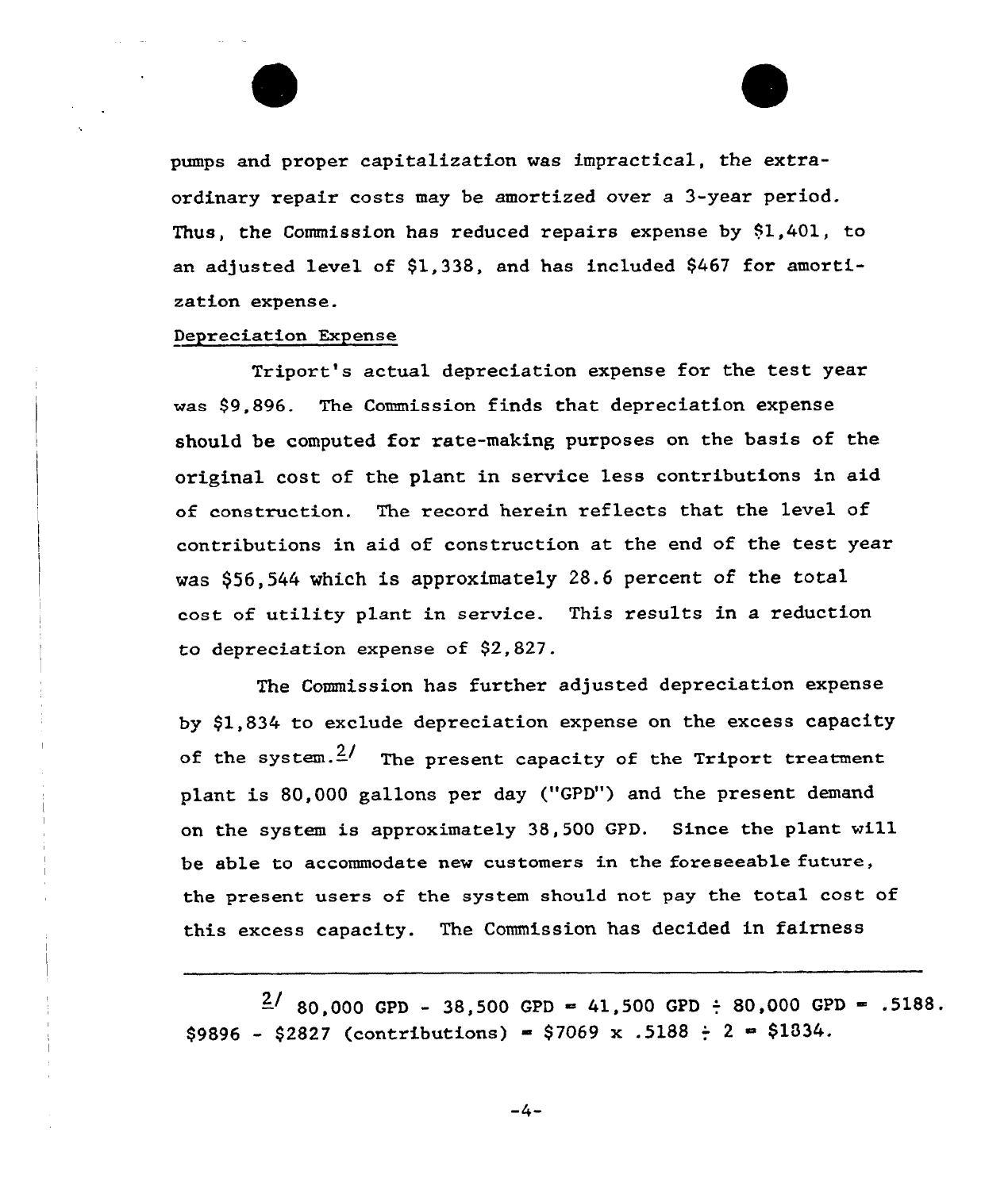pumps and proper capitalization was impractical, the extraordinary repair costs may be amortized over a 3-year period. Thus, the Commission has reduced repairs expense by $1,401, to an adjusted level of $1,338, and has included $467 for amortization expense.

Depreciation Expense

Triport's actual depreciation expense for the test year was $9,896. The Commission finds that depreciation expense should be computed for rate-making purposes on the basis of the original cost of the plant in service less contributions in aid of construction. The record herein reflects that the level of contributions in aid of construction at the end of the test year was $56,544 which is approximately 28.6 percent of the total cost of utility plant in service. This results in a reduction to depreciation expense of $2,827.

The Commission has further adjusted depreciation expense by $1,834 to exclude depreciation expense on the excess capacity of the system.[2] The present capacity of the Triport treatment plant is 80,000 gallons per day ("GPD") and the present demand on the system is approximately 38,500 GPD. Since the plant will be able to accommodate new customers in the foreseeable future, the present users of the system should not pay the total cost of this excess capacity. The Commission has decided in fairness

---

[2] 80,000 GPD - 38,500 GPD = 41,500 GPD ÷ 80,000 GPD = .5188. $9896 - $2827 (contributions) = $7069 x .5188 ÷ 2 = $1834.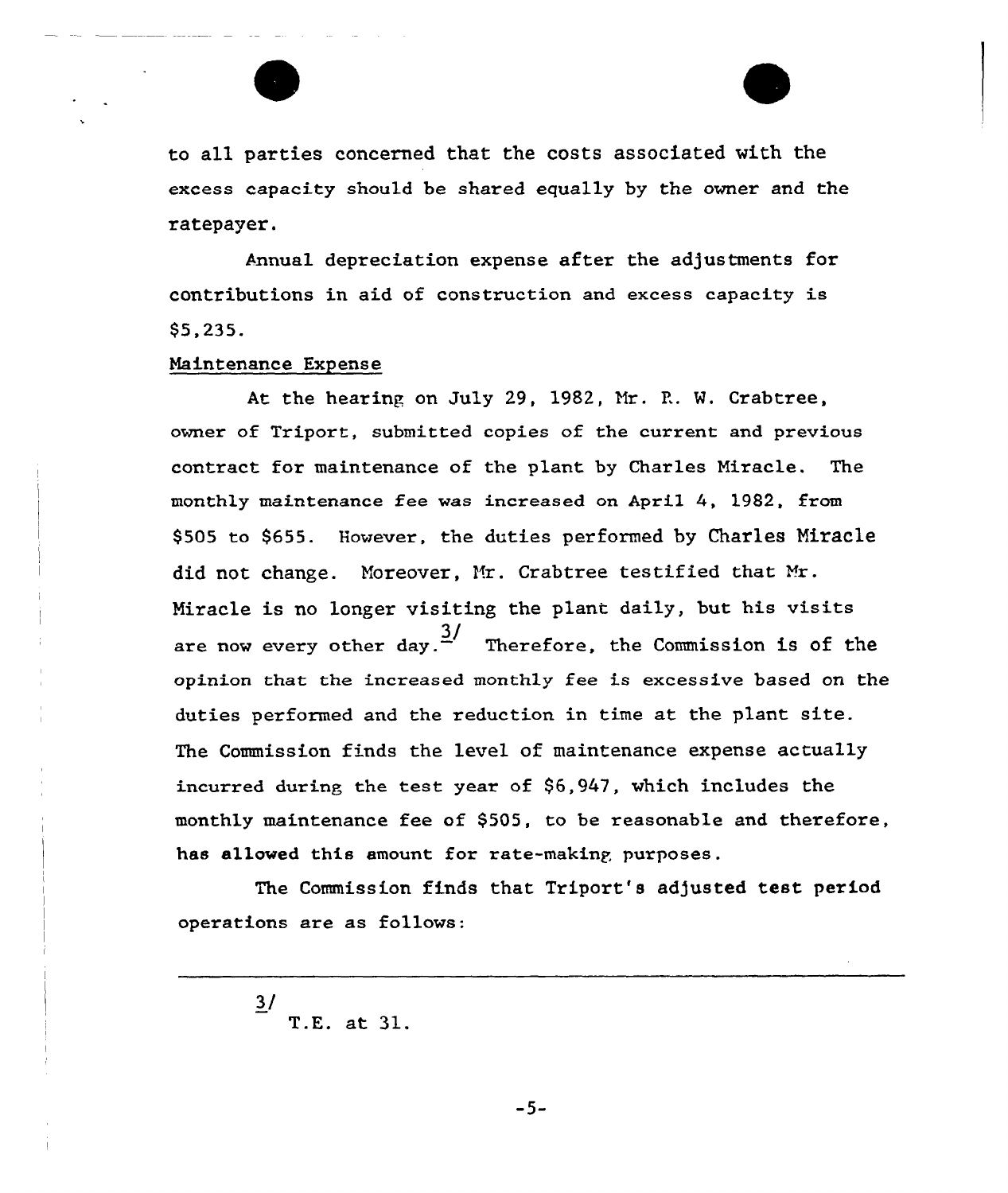to all parties concerned that the costs associated with the excess capacity should be shared equally by the owner and the ratepayer.

Annual depreciation expense after the adjustments for contributions in aid of construction and excess capacity is $5,235.

Maintenance Expense

At the hearing on July 29, 1982, Mr. R. W. Crabtree, owner of Triport, submitted copies of the current and previous contract for maintenance of the plant by Charles Miracle. The monthly maintenance fee was increased on April 4, 1982, from $505 to $655. However, the duties performed by Charles Miracle did not change. Moreover, Mr. Crabtree testified that Mr. Miracle is no longer visiting the plant daily, but his visits are now every other day.[3] Therefore, the Commission is of the opinion that the increased monthly fee is excessive based on the duties performed and the reduction in time at the plant site. The Commission finds the level of maintenance expense actually incurred during the test year of $6,947, which includes the monthly maintenance fee of $505, to be reasonable and therefore, has allowed this amount for rate-making purposes.

The Commission finds that Triport's adjusted test period operations are as follows:

---

[3] T.E. at 31.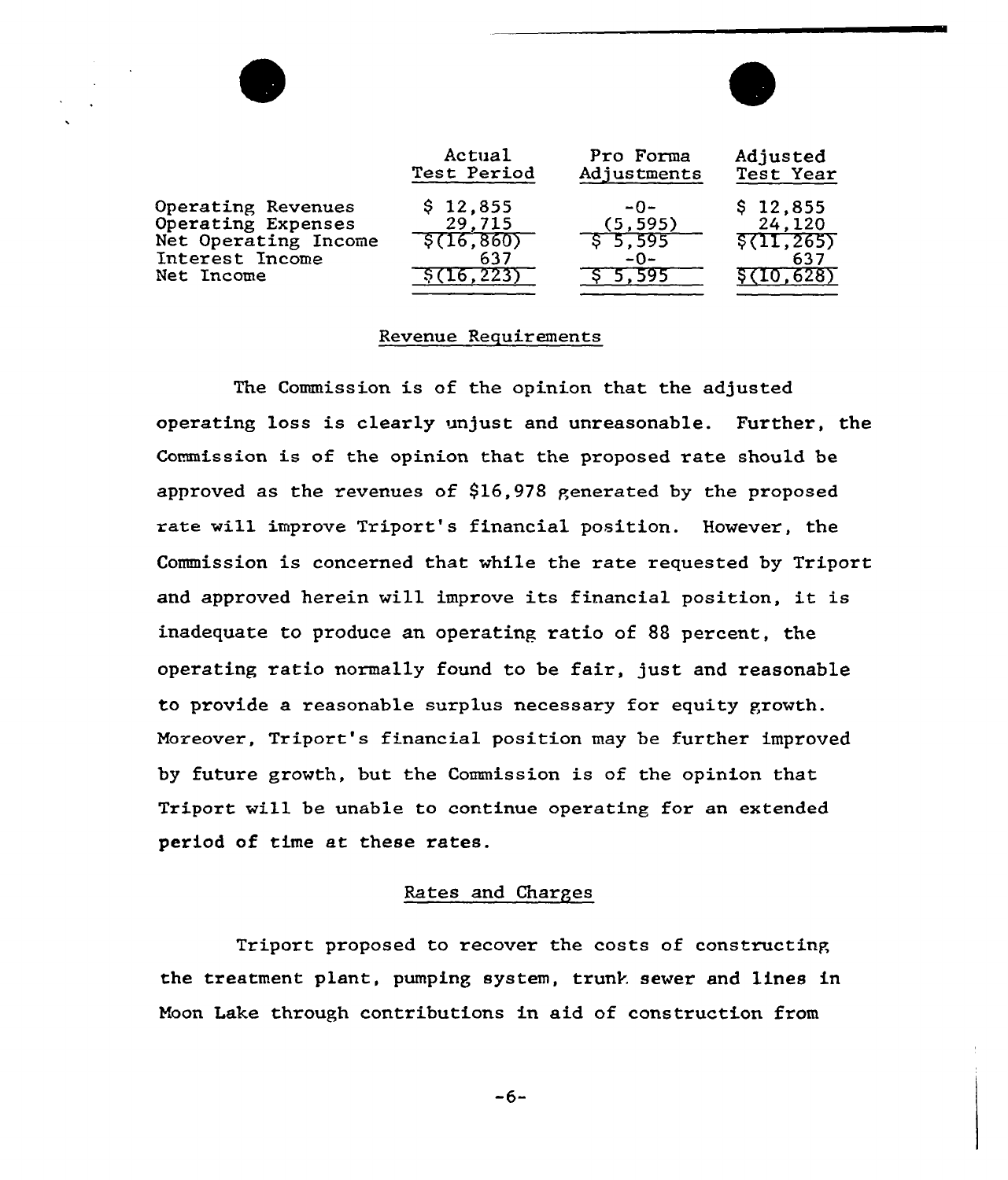| | Actual Test Period | Pro Forma Adjustments | Adjusted Test Year |
|---|---|---|---|
| Operating Revenues | $ 12,855 | -0- | $ 12,855 |
| Operating Expenses | 29,715 | (5,595) | 24,120 |
| Net Operating Income | $(16,860) | $ 5,595 | $(11,265) |
| Interest Income | 637 | -0- | 637 |
| Net Income | $(16,223) | $ 5,595 | $(10,628) |

## Revenue Requirements

The Commission is of the opinion that the adjusted operating loss is clearly unjust and unreasonable. Further, the Commission is of the opinion that the proposed rate should be approved as the revenues of $16,978 generated by the proposed rate will improve Triport's financial position. However, the Commission is concerned that while the rate requested by Triport and approved herein will improve its financial position, it is inadequate to produce an operating ratio of 88 percent, the operating ratio normally found to be fair, just and reasonable to provide a reasonable surplus necessary for equity growth. Moreover, Triport's financial position may be further improved by future growth, but the Commission is of the opinion that Triport will be unable to continue operating for an extended period of time at these rates.

## Rates and Charges

Triport proposed to recover the costs of constructing the treatment plant, pumping system, trunk sewer and lines in Moon Lake through contributions in aid of construction from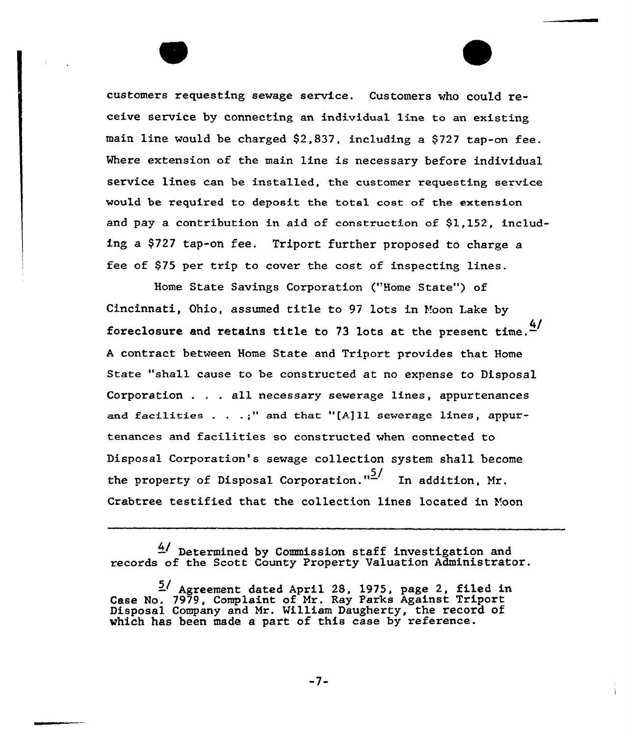customers requesting sewage service. Customers who could receive service by connecting an individual line to an existing main line would be charged $2,837, including a $727 tap-on fee. Where extension of the main line is necessary before individual service lines can be installed, the customer requesting service would be required to deposit the total cost of the extension and pay a contribution in aid of construction of $1,152, including a $727 tap-on fee. Triport further proposed to charge a fee of $75 per trip to cover the cost of inspecting lines.

Home State Savings Corporation ("Home State") of Cincinnati, Ohio, assumed title to 97 lots in Moon Lake by foreclosure and retains title to 73 lots at the present time.[4] A contract between Home State and Triport provides that Home State "shall cause to be constructed at no expense to Disposal Corporation . . . all necessary sewerage lines, appurtenances and facilities . . .;" and that "[A]ll sewerage lines, appurtenances and facilities so constructed when connected to Disposal Corporation's sewage collection system shall become the property of Disposal Corporation."[5] In addition, Mr. Crabtree testified that the collection lines located in Moon

---

[4] Determined by Commission staff investigation and records of the Scott County Property Valuation Administrator.

[5] Agreement dated April 28, 1975, page 2, filed in Case No. 7979, Complaint of Mr. Ray Parks Against Triport Disposal Company and Mr. William Daugherty, the record of which has been made a part of this case by reference.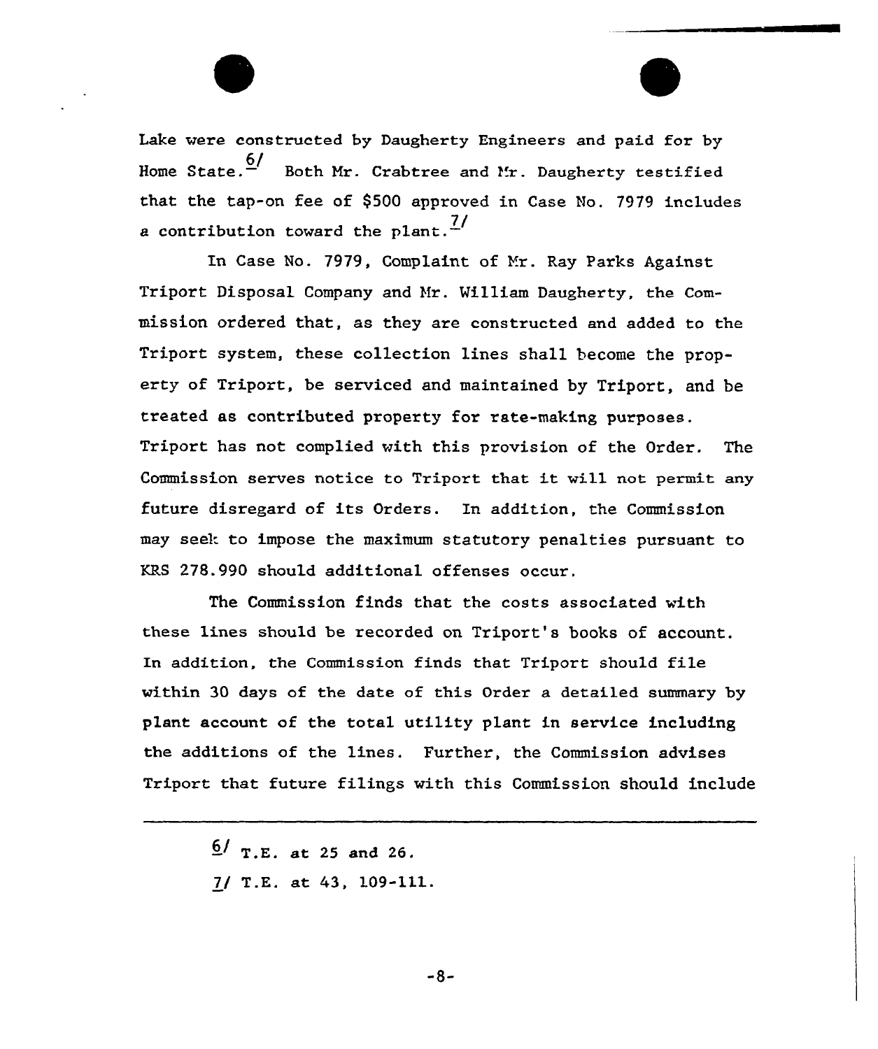Lake were constructed by Daugherty Engineers and paid for by Home State.[6] Both Mr. Crabtree and Mr. Daugherty testified that the tap-on fee of $500 approved in Case No. 7979 includes a contribution toward the plant.[7]

In Case No. 7979, Complaint of Mr. Ray Parks Against Triport Disposal Company and Mr. William Daugherty, the Commission ordered that, as they are constructed and added to the Triport system, these collection lines shall become the property of Triport, be serviced and maintained by Triport, and be treated as contributed property for rate-making purposes. Triport has not complied with this provision of the Order. The Commission serves notice to Triport that it will not permit any future disregard of its Orders. In addition, the Commission may seek to impose the maximum statutory penalties pursuant to KRS 278.990 should additional offenses occur.

The Commission finds that the costs associated with these lines should be recorded on Triport's books of account. In addition, the Commission finds that Triport should file within 30 days of the date of this Order a detailed summary by plant account of the total utility plant in service including the additions of the lines. Further, the Commission advises Triport that future filings with this Commission should include

---

6/ T.E. at 25 and 26.

7/ T.E. at 43, 109-111.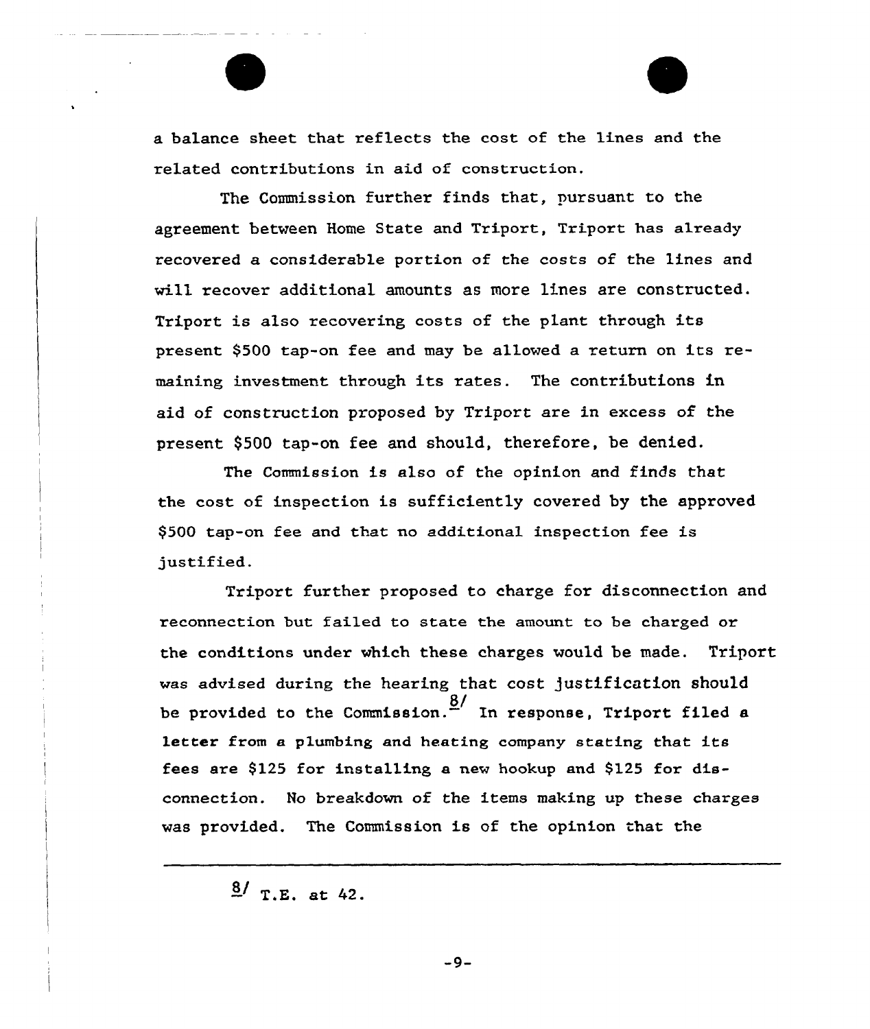a balance sheet that reflects the cost of the lines and the related contributions in aid of construction.

The Commission further finds that, pursuant to the agreement between Home State and Triport, Triport has already recovered a considerable portion of the costs of the lines and will recover additional amounts as more lines are constructed. Triport is also recovering costs of the plant through its present $500 tap-on fee and may be allowed a return on its remaining investment through its rates. The contributions in aid of construction proposed by Triport are in excess of the present $500 tap-on fee and should, therefore, be denied.

The Commission is also of the opinion and finds that the cost of inspection is sufficiently covered by the approved $500 tap-on fee and that no additional inspection fee is justified.

Triport further proposed to charge for disconnection and reconnection but failed to state the amount to be charged or the conditions under which these charges would be made. Triport was advised during the hearing that cost justification should be provided to the Commission.[8] In response, Triport filed a letter from a plumbing and heating company stating that its fees are $125 for installing a new hookup and $125 for disconnection. No breakdown of the items making up these charges was provided. The Commission is of the opinion that the

---

[8] T.E. at 42.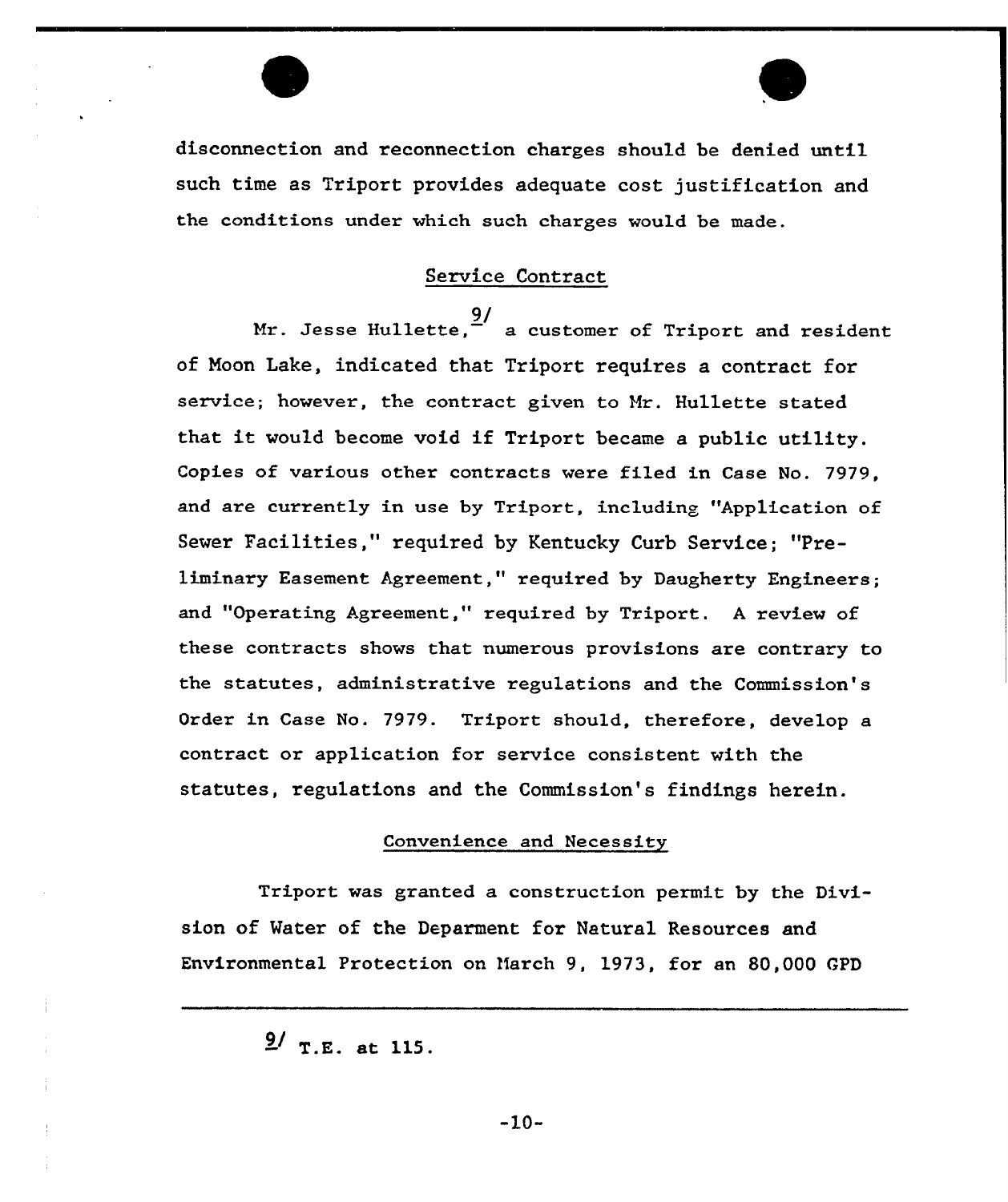disconnection and reconnection charges should be denied until such time as Triport provides adequate cost justification and the conditions under which such charges would be made.

## Service Contract

Mr. Jesse Hullette,[9] a customer of Triport and resident of Moon Lake, indicated that Triport requires a contract for service; however, the contract given to Mr. Hullette stated that it would become void if Triport became a public utility. Copies of various other contracts were filed in Case No. 7979, and are currently in use by Triport, including "Application of Sewer Facilities," required by Kentucky Curb Service; "Preliminary Easement Agreement," required by Daugherty Engineers; and "Operating Agreement," required by Triport. A review of these contracts shows that numerous provisions are contrary to the statutes, administrative regulations and the Commission's Order in Case No. 7979. Triport should, therefore, develop a contract or application for service consistent with the statutes, regulations and the Commission's findings herein.

## Convenience and Necessity

Triport was granted a construction permit by the Division of Water of the Deparment for Natural Resources and Environmental Protection on March 9, 1973, for an 80,000 GPD

---

[9] T.E. at 115.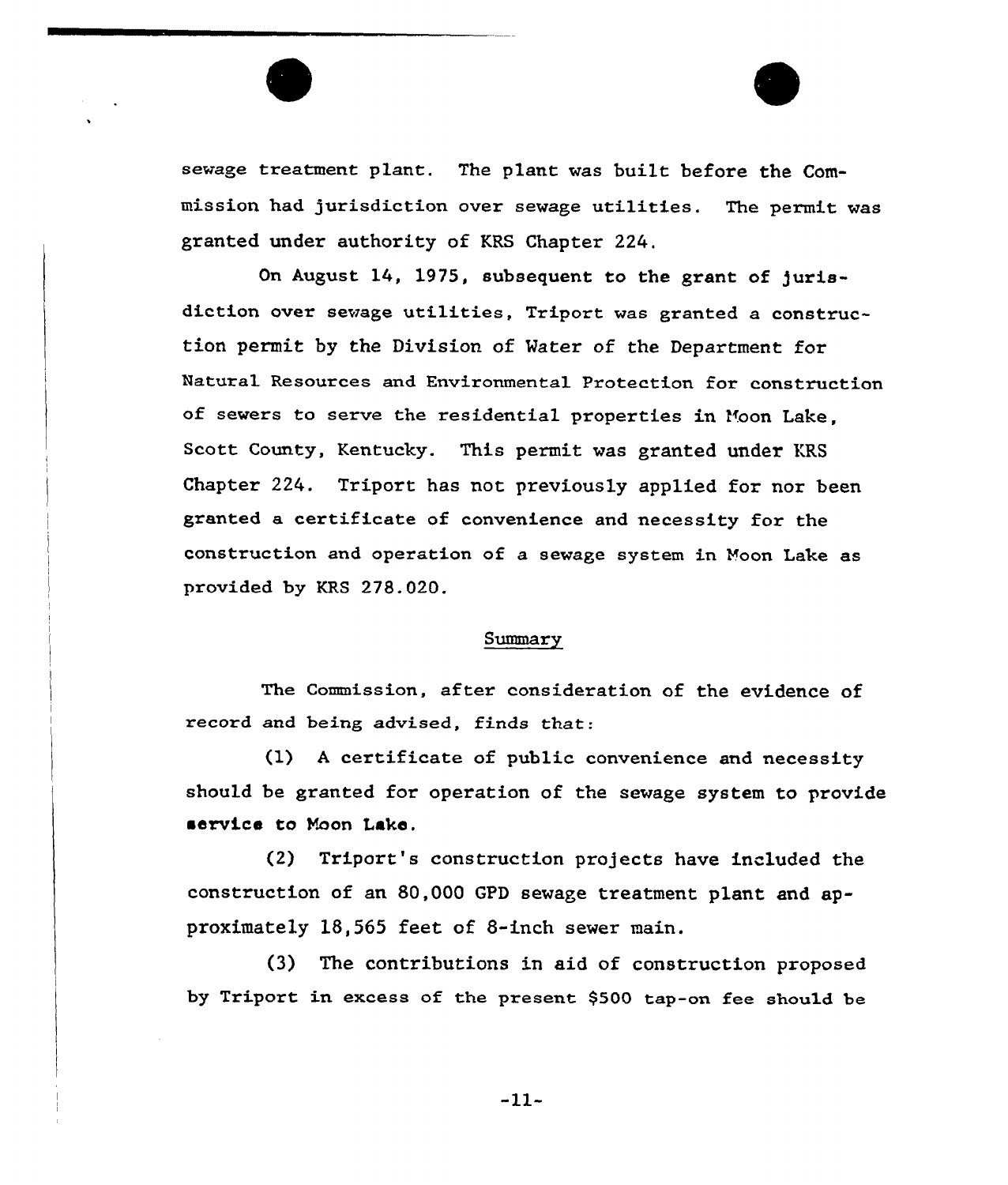sewage treatment plant. The plant was built before the Commission had jurisdiction over sewage utilities. The permit was granted under authority of KRS Chapter 224.

On August 14, 1975, subsequent to the grant of jurisdiction over sewage utilities, Triport was granted a construction permit by the Division of Water of the Department for Natural Resources and Environmental Protection for construction of sewers to serve the residential properties in Moon Lake, Scott County, Kentucky. This permit was granted under KRS Chapter 224. Triport has not previously applied for nor been granted a certificate of convenience and necessity for the construction and operation of a sewage system in Moon Lake as provided by KRS 278.020.

## Summary

The Commission, after consideration of the evidence of record and being advised, finds that:

(1) A certificate of public convenience and necessity should be granted for operation of the sewage system to provide service to Moon Lake.

(2) Triport's construction projects have included the construction of an 80,000 GPD sewage treatment plant and approximately 18,565 feet of 8-inch sewer main.

(3) The contributions in aid of construction proposed by Triport in excess of the present $500 tap-on fee should be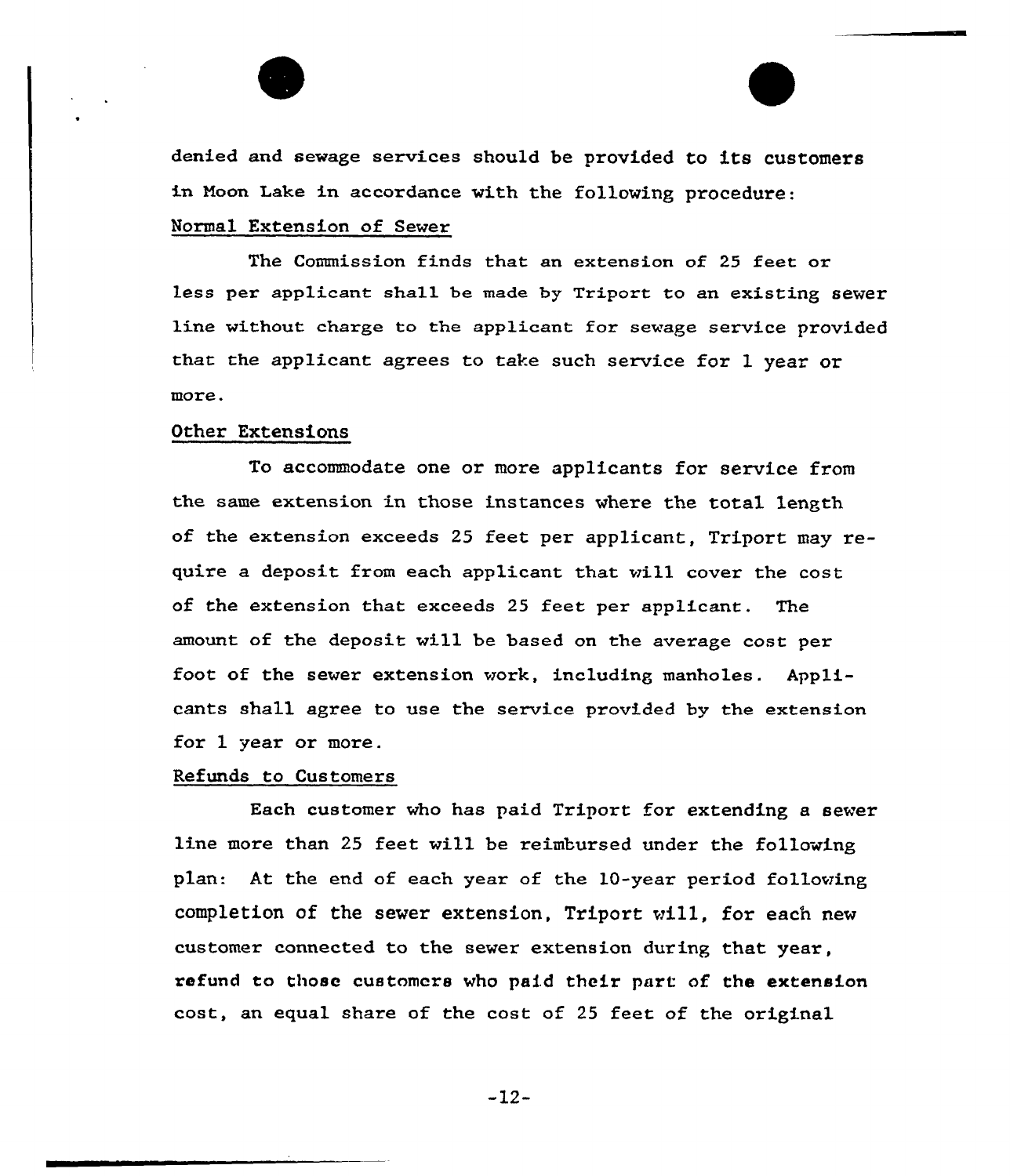denied and sewage services should be provided to its customers in Moon Lake in accordance with the following procedure:

Normal Extension of Sewer

The Commission finds that an extension of 25 feet or less per applicant shall be made by Triport to an existing sewer line without charge to the applicant for sewage service provided that the applicant agrees to take such service for 1 year or more.

Other Extensions

To accommodate one or more applicants for service from the same extension in those instances where the total length of the extension exceeds 25 feet per applicant, Triport may require a deposit from each applicant that will cover the cost of the extension that exceeds 25 feet per applicant. The amount of the deposit will be based on the average cost per foot of the sewer extension work, including manholes. Applicants shall agree to use the service provided by the extension for 1 year or more.

Refunds to Customers

Each customer who has paid Triport for extending a sewer line more than 25 feet will be reimbursed under the following plan: At the end of each year of the 10-year period following completion of the sewer extension, Triport will, for each new customer connected to the sewer extension during that year, refund to those customers who paid their part of the extension cost, an equal share of the cost of 25 feet of the original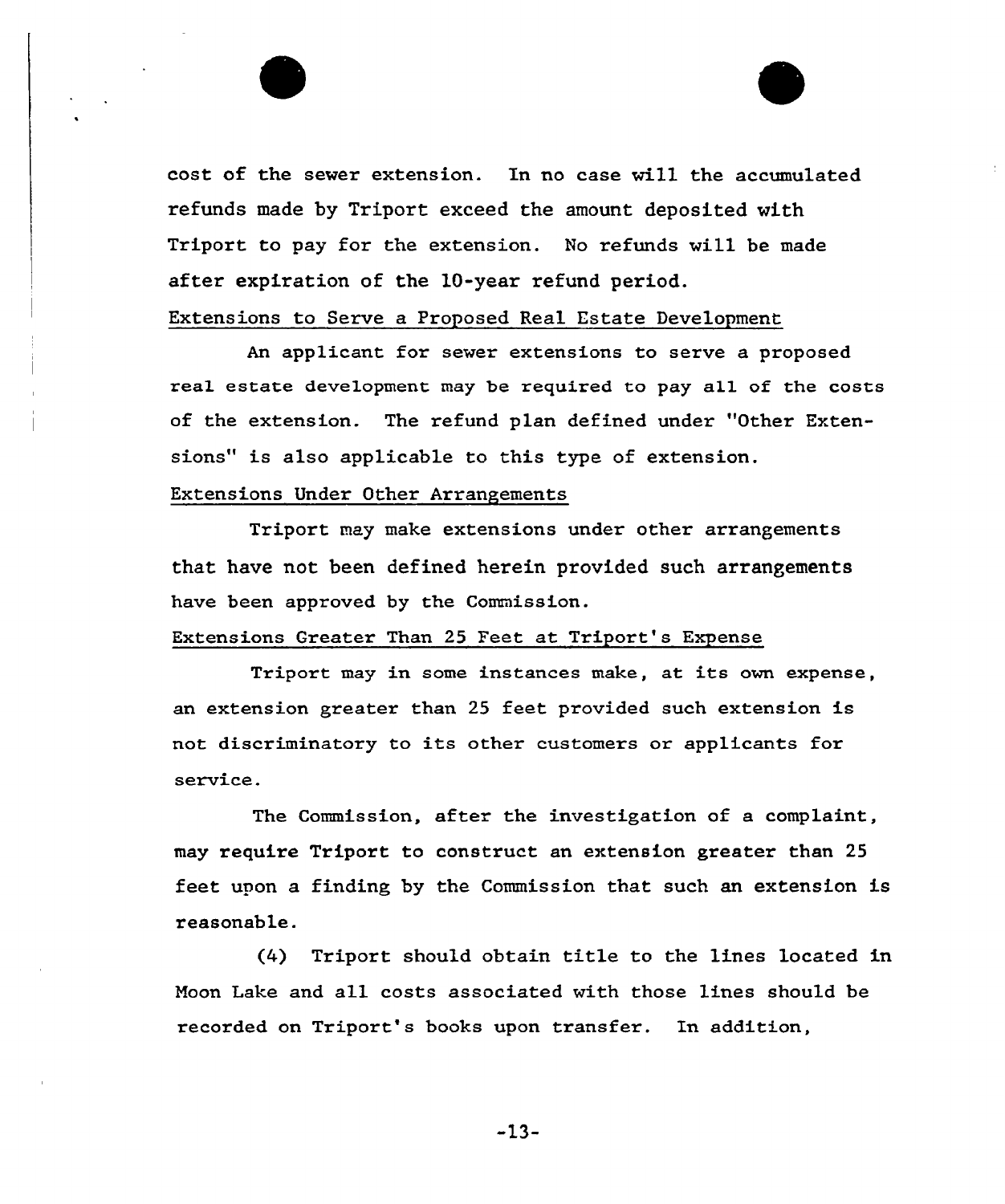cost of the sewer extension. In no case will the accumulated refunds made by Triport exceed the amount deposited with Triport to pay for the extension. No refunds will be made after expiration of the 10-year refund period.

Extensions to Serve a Proposed Real Estate Development

An applicant for sewer extensions to serve a proposed real estate development may be required to pay all of the costs of the extension. The refund plan defined under "Other Extensions" is also applicable to this type of extension.

Extensions Under Other Arrangements

Triport may make extensions under other arrangements that have not been defined herein provided such arrangements have been approved by the Commission.

Extensions Greater Than 25 Feet at Triport's Expense

Triport may in some instances make, at its own expense, an extension greater than 25 feet provided such extension is not discriminatory to its other customers or applicants for service.

The Commission, after the investigation of a complaint, may require Triport to construct an extension greater than 25 feet upon a finding by the Commission that such an extension is reasonable.

(4) Triport should obtain title to the lines located in Moon Lake and all costs associated with those lines should be recorded on Triport's books upon transfer. In addition,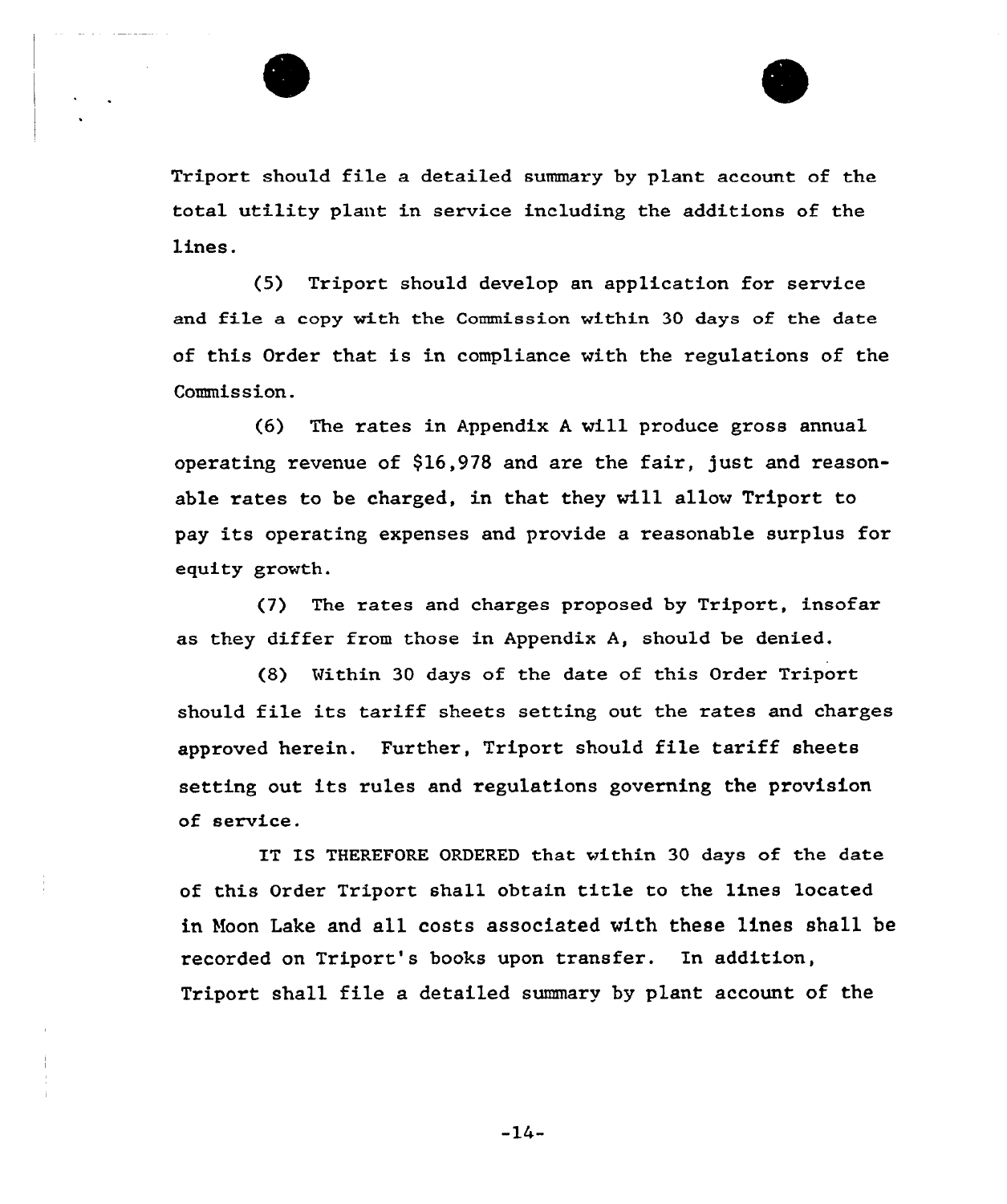Triport should file a detailed summary by plant account of the total utility plant in service including the additions of the lines.

(5) Triport should develop an application for service and file a copy with the Commission within 30 days of the date of this Order that is in compliance with the regulations of the Commission.

(6) The rates in Appendix A will produce gross annual operating revenue of $16,978 and are the fair, just and reasonable rates to be charged, in that they will allow Triport to pay its operating expenses and provide a reasonable surplus for equity growth.

(7) The rates and charges proposed by Triport, insofar as they differ from those in Appendix A, should be denied.

(8) Within 30 days of the date of this Order Triport should file its tariff sheets setting out the rates and charges approved herein. Further, Triport should file tariff sheets setting out its rules and regulations governing the provision of service.

IT IS THEREFORE ORDERED that within 30 days of the date of this Order Triport shall obtain title to the lines located in Moon Lake and all costs associated with these lines shall be recorded on Triport's books upon transfer. In addition, Triport shall file a detailed summary by plant account of the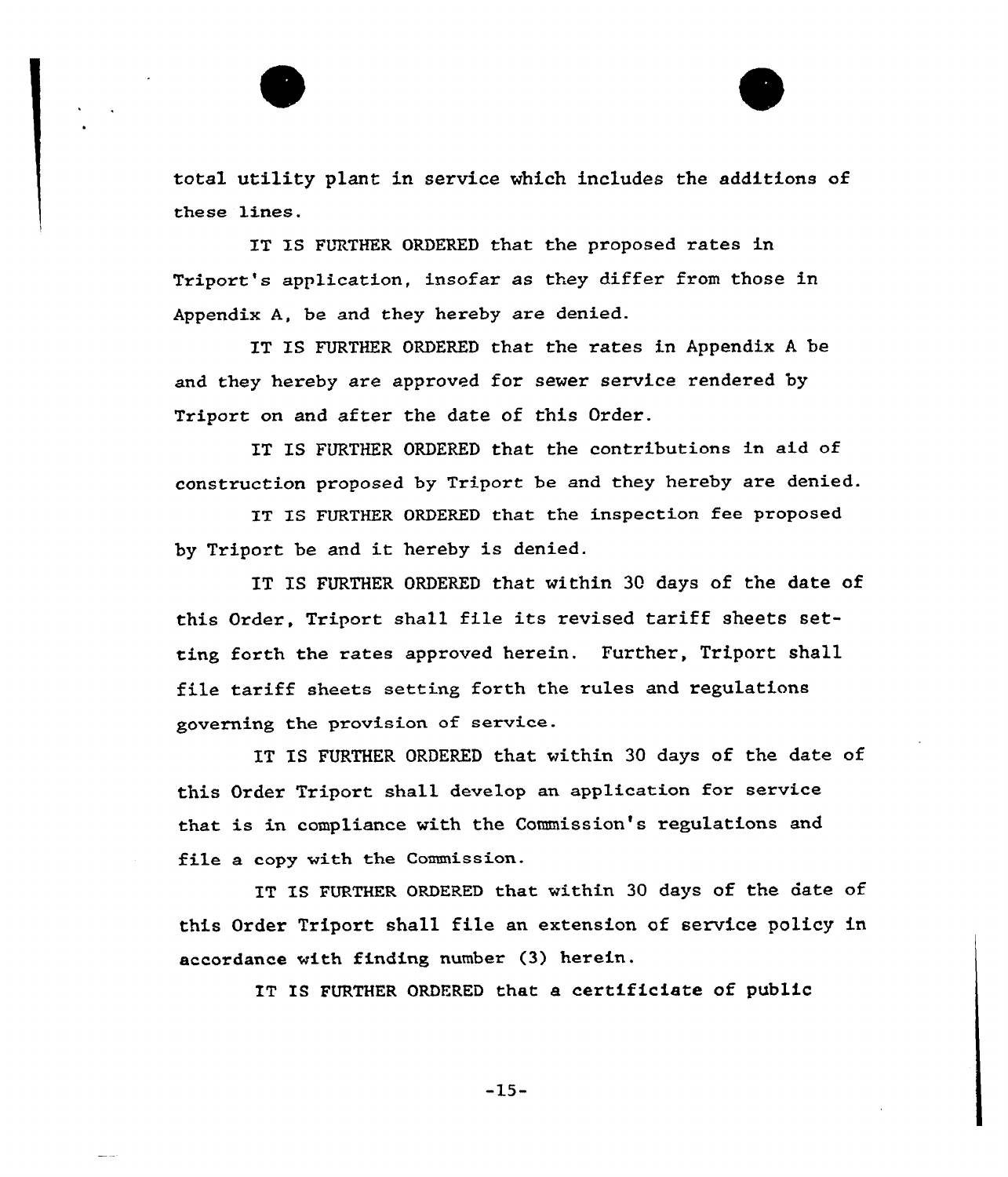total utility plant in service which includes the additions of these lines.

IT IS FURTHER ORDERED that the proposed rates in Triport's application, insofar as they differ from those in Appendix A, be and they hereby are denied.

IT IS FURTHER ORDERED that the rates in Appendix A be and they hereby are approved for sewer service rendered by Triport on and after the date of this Order.

IT IS FURTHER ORDERED that the contributions in aid of construction proposed by Triport be and they hereby are denied.

IT IS FURTHER ORDERED that the inspection fee proposed by Triport be and it hereby is denied.

IT IS FURTHER ORDERED that within 30 days of the date of this Order, Triport shall file its revised tariff sheets setting forth the rates approved herein. Further, Triport shall file tariff sheets setting forth the rules and regulations governing the provision of service.

IT IS FURTHER ORDERED that within 30 days of the date of this Order Triport shall develop an application for service that is in compliance with the Commission's regulations and file a copy with the Commission.

IT IS FURTHER ORDERED that within 30 days of the date of this Order Triport shall file an extension of service policy in accordance with finding number (3) herein.

IT IS FURTHER ORDERED that a certificiate of public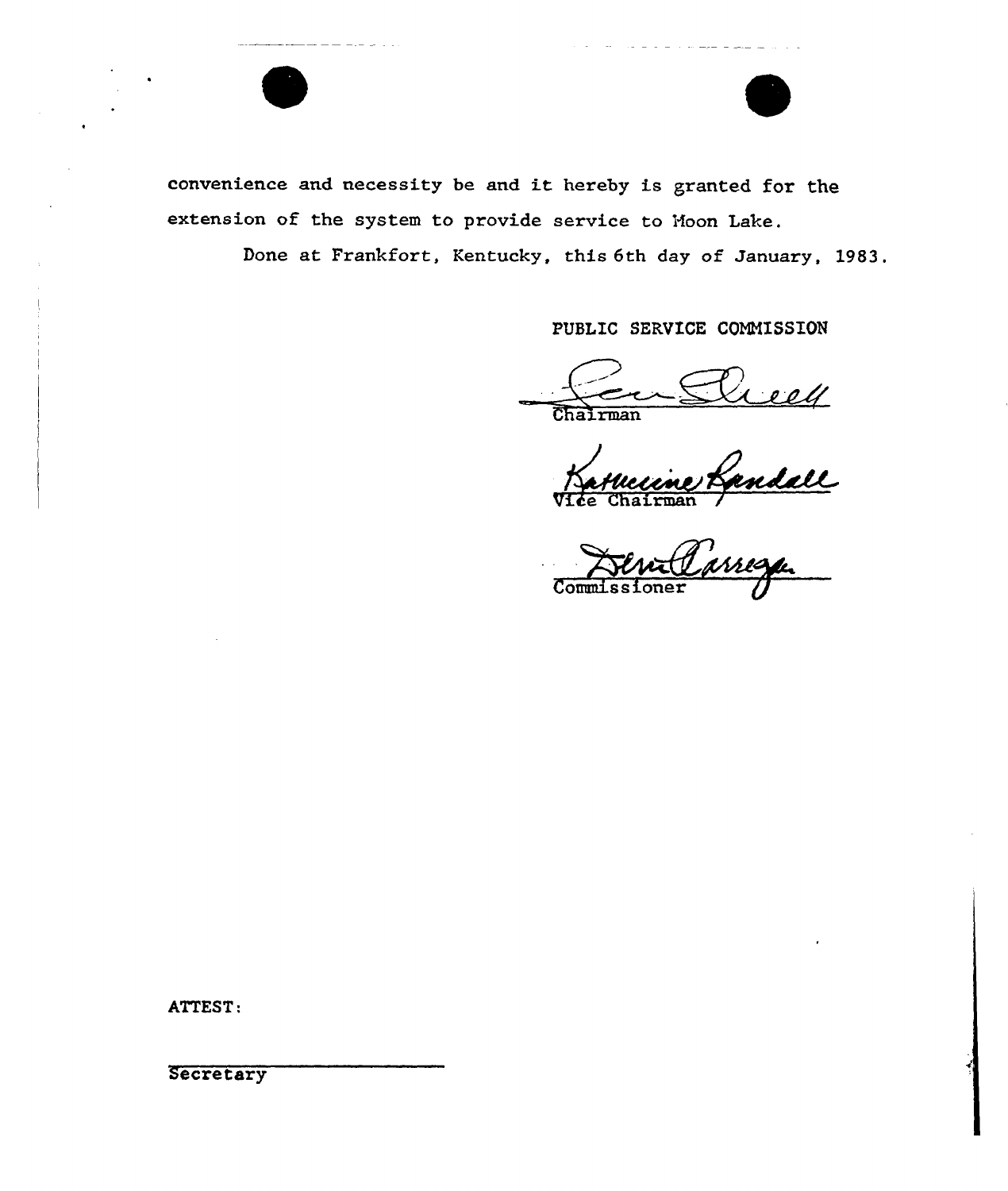convenience and necessity be and it hereby is granted for the extension of the system to provide service to Moon Lake.

Done at Frankfort, Kentucky, this 6th day of January, 1983.

PUBLIC SERVICE COMMISSION

Chairman

Vice Chairman

Commissioner

ATTEST:

Secretary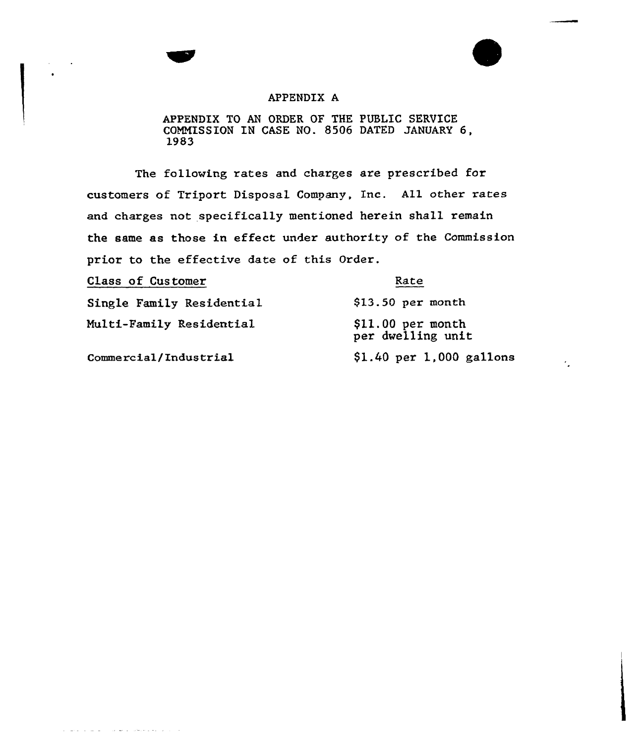# APPENDIX A

APPENDIX TO AN ORDER OF THE PUBLIC SERVICE COMMISSION IN CASE NO. 8506 DATED JANUARY 6, 1983

The following rates and charges are prescribed for customers of Triport Disposal Company, Inc. All other rates and charges not specifically mentioned herein shall remain the same as those in effect under authority of the Commission prior to the effective date of this Order.

| Class of Customer | Rate |
|---|---|
| Single Family Residential | $13.50 per month |
| Multi-Family Residential | $11.00 per month per dwelling unit |
| Commercial/Industrial | $1.40 per 1,000 gallons |